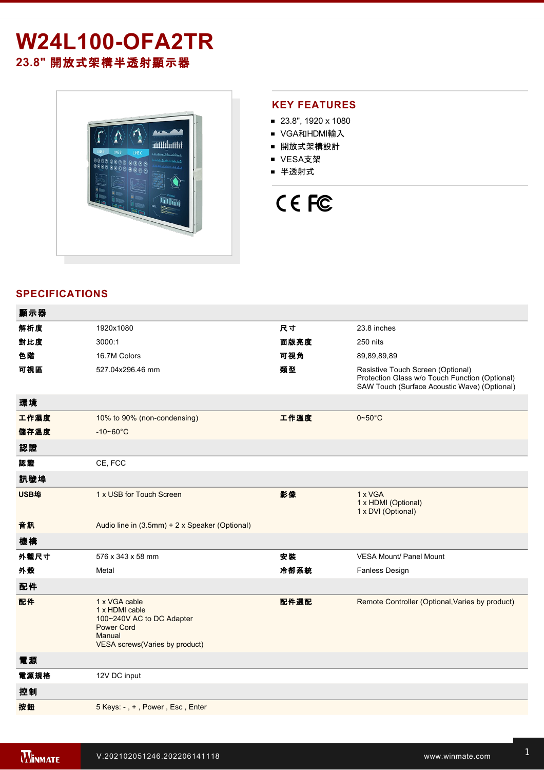# W24L100-OFA2TR

## 23.8" 開放式架構半透射顯示器

## KEY FEATURES

- 23.8", 1920 x 1080
- VGA和HDMI輸入
- 開放式架構設計
- VESA支架
- 半透射式

CE FC

## SPECIFICATIONS

| 顯示器 | | | |
|---|---|---|---|
| 解析度 | 1920x1080 | 尺寸 | 23.8 inches |
| 對比度 | 3000:1 | 面版亮度 | 250 nits |
| 色階 | 16.7M Colors | 可視角 | 89,89,89,89 |
| 可視區 | 527.04x296.46 mm | 類型 | Resistive Touch Screen (Optional)<br>Protection Glass w/o Touch Function (Optional)<br>SAW Touch (Surface Acoustic Wave) (Optional) |
| **環境** | | | |
| 工作濕度 | 10% to 90% (non-condensing) | 工作溫度 | 0~50°C |
| 儲存溫度 | -10~60°C | | |
| **認證** | | | |
| 認證 | CE, FCC | | |
| **訊號埠** | | | |
| USB埠 | 1 x USB for Touch Screen | 影像 | 1 x VGA<br>1 x HDMI (Optional)<br>1 x DVI (Optional) |
| 音訊 | Audio line in (3.5mm) + 2 x Speaker (Optional) | | |
| **機構** | | | |
| 外觀尺寸 | 576 x 343 x 58 mm | 安裝 | VESA Mount/ Panel Mount |
| 外殼 | Metal | 冷卻系統 | Fanless Design |
| **配件** | | | |
| 配件 | 1 x VGA cable<br>1 x HDMI cable<br>100~240V AC to DC Adapter<br>Power Cord<br>Manual<br>VESA screws(Varies by product) | 配件選配 | Remote Controller (Optional,Varies by product) |
| **電源** | | | |
| 電源規格 | 12V DC input | | |
| **控制** | | | |
| 按鈕 | 5 Keys: - , + , Power , Esc , Enter | | |

V.202102051246.202206141118

www.winmate.com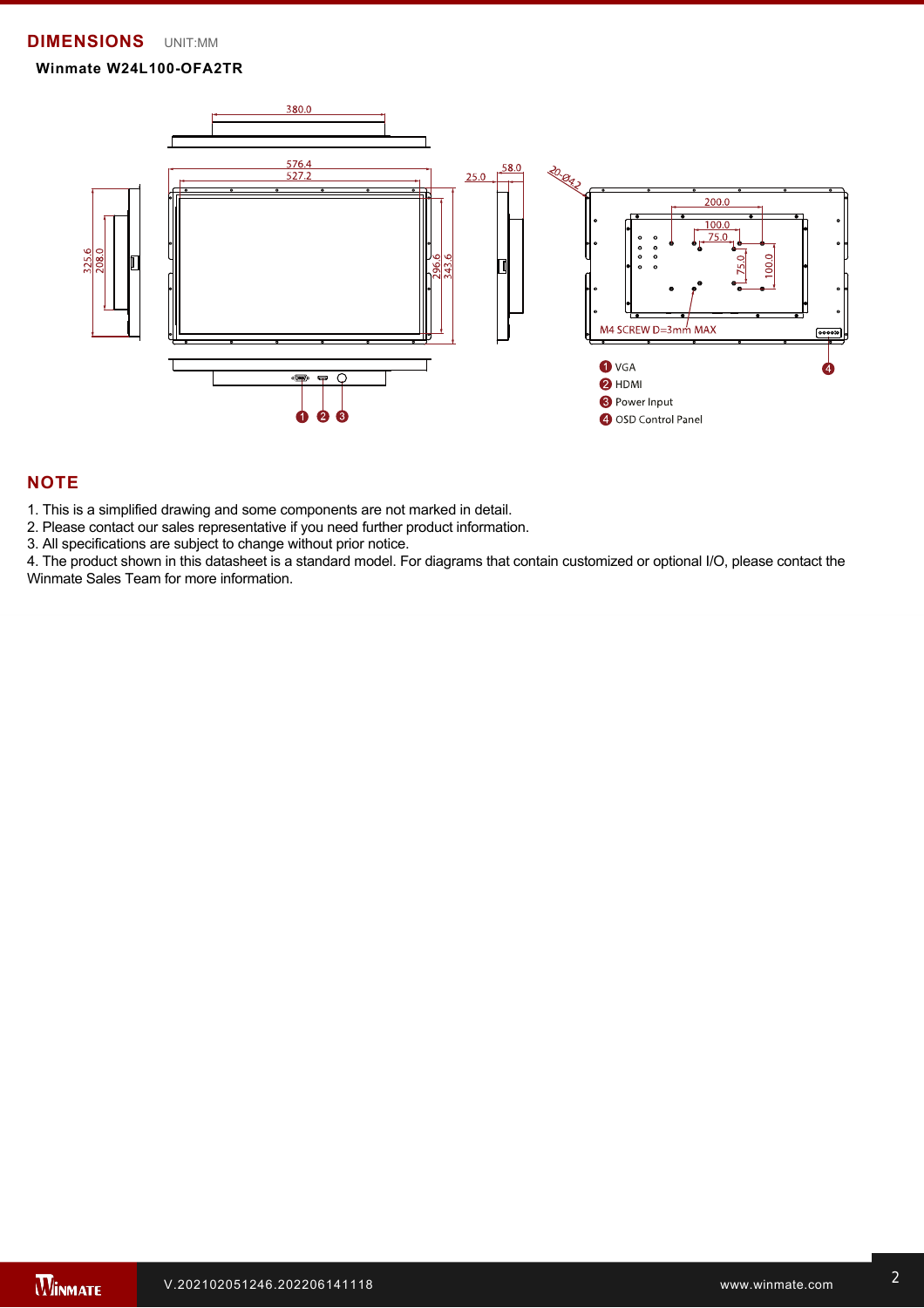## DIMENSIONS UNIT:MM

**Winmate W24L100-OFA2TR**

380.0

576.4
527.2

325.6
208.0

296.6
343.6

25.0
58.0

20-Ø4.2

200.0
100.0
75.0
75.0
100.0

M4 SCREW D=3mm MAX

1 VGA
2 HDMI
3 Power Input
4 OSD Control Panel

## NOTE

1. This is a simplified drawing and some components are not marked in detail.
2. Please contact our sales representative if you need further product information.
3. All specifications are subject to change without prior notice.
4. The product shown in this datasheet is a standard model. For diagrams that contain customized or optional I/O, please contact the Winmate Sales Team for more information.